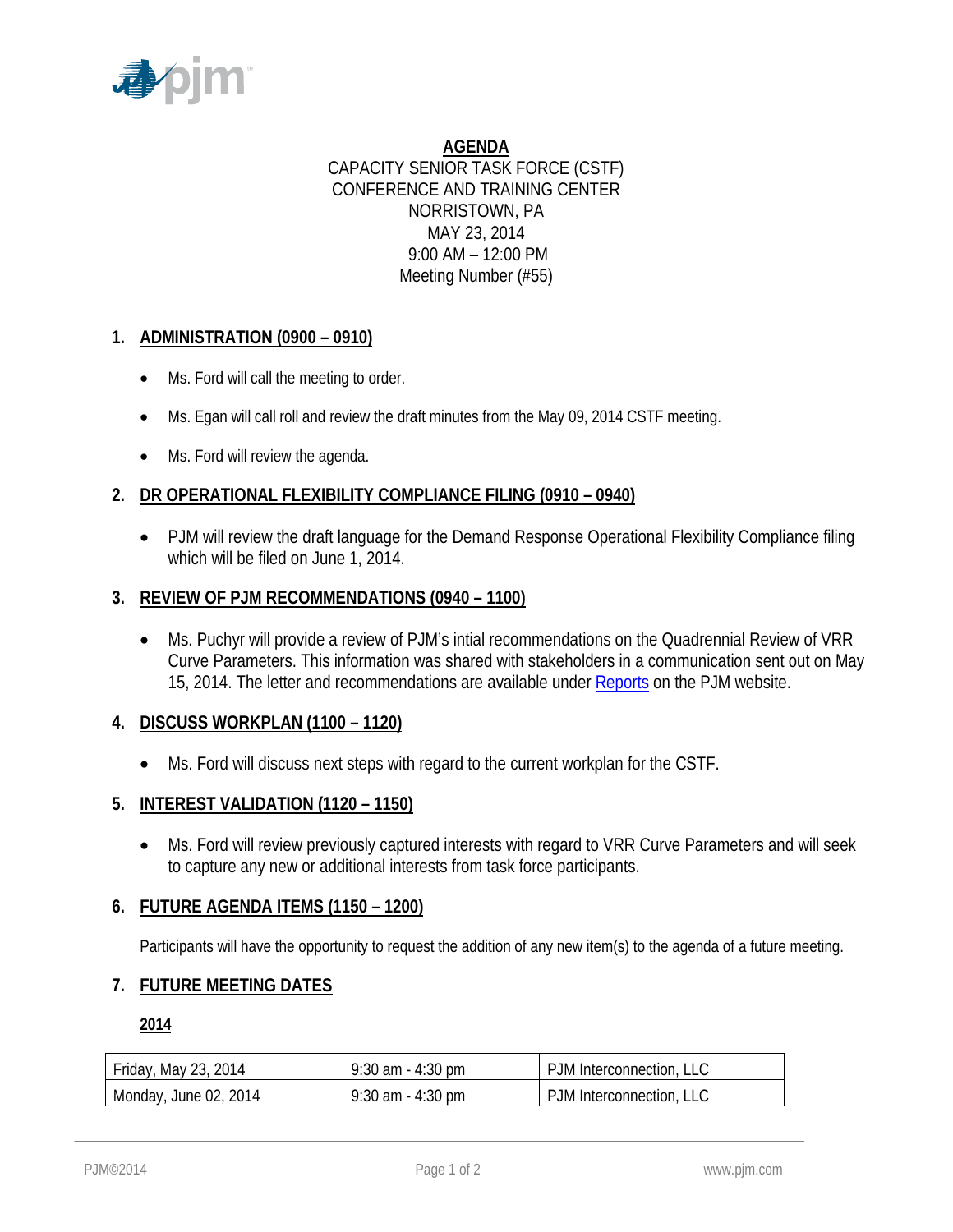# AGENDA

CAPACITY SENIOR TASK FORCE (CSTF)
CONFERENCE AND TRAINING CENTER
NORRISTOWN, PA
MAY 23, 2014
9:00 AM – 12:00 PM
Meeting Number (#55)

## 1. ADMINISTRATION (0900 – 0910)

- Ms. Ford will call the meeting to order.
- Ms. Egan will call roll and review the draft minutes from the May 09, 2014 CSTF meeting.
- Ms. Ford will review the agenda.

## 2. DR OPERATIONAL FLEXIBILITY COMPLIANCE FILING (0910 – 0940)

- PJM will review the draft language for the Demand Response Operational Flexibility Compliance filing which will be filed on June 1, 2014.

## 3. REVIEW OF PJM RECOMMENDATIONS (0940 – 1100)

- Ms. Puchyr will provide a review of PJM's intial recommendations on the Quadrennial Review of VRR Curve Parameters. This information was shared with stakeholders in a communication sent out on May 15, 2014. The letter and recommendations are available under Reports on the PJM website.

## 4. DISCUSS WORKPLAN (1100 – 1120)

- Ms. Ford will discuss next steps with regard to the current workplan for the CSTF.

## 5. INTEREST VALIDATION (1120 – 1150)

- Ms. Ford will review previously captured interests with regard to VRR Curve Parameters and will seek to capture any new or additional interests from task force participants.

## 6. FUTURE AGENDA ITEMS (1150 – 1200)

Participants will have the opportunity to request the addition of any new item(s) to the agenda of a future meeting.

## 7. FUTURE MEETING DATES

**2014**

| Friday, May 23, 2014 | 9:30 am - 4:30 pm | PJM Interconnection, LLC |
|---|---|---|
| Monday, June 02, 2014 | 9:30 am - 4:30 pm | PJM Interconnection, LLC |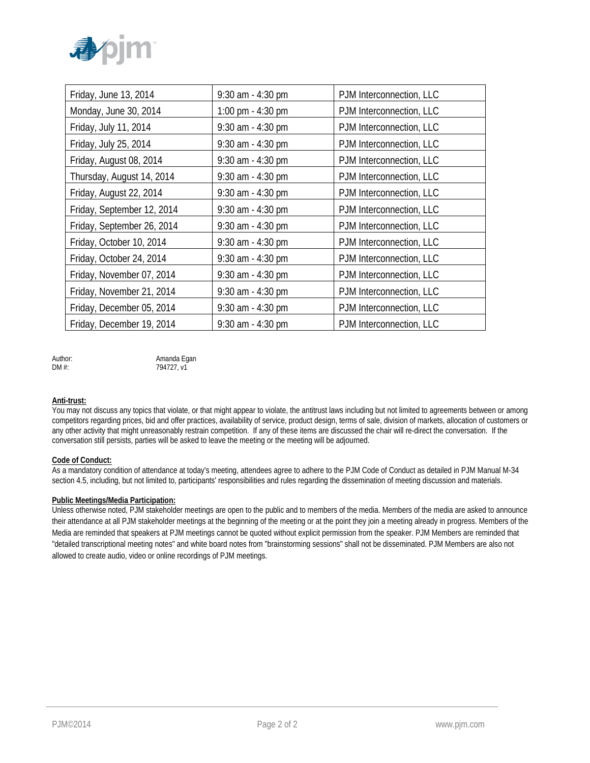| | | |
|---|---|---|
| Friday, June 13, 2014 | 9:30 am - 4:30 pm | PJM Interconnection, LLC |
| Monday, June 30, 2014 | 1:00 pm - 4:30 pm | PJM Interconnection, LLC |
| Friday, July 11, 2014 | 9:30 am - 4:30 pm | PJM Interconnection, LLC |
| Friday, July 25, 2014 | 9:30 am - 4:30 pm | PJM Interconnection, LLC |
| Friday, August 08, 2014 | 9:30 am - 4:30 pm | PJM Interconnection, LLC |
| Thursday, August 14, 2014 | 9:30 am - 4:30 pm | PJM Interconnection, LLC |
| Friday, August 22, 2014 | 9:30 am - 4:30 pm | PJM Interconnection, LLC |
| Friday, September 12, 2014 | 9:30 am - 4:30 pm | PJM Interconnection, LLC |
| Friday, September 26, 2014 | 9:30 am - 4:30 pm | PJM Interconnection, LLC |
| Friday, October 10, 2014 | 9:30 am - 4:30 pm | PJM Interconnection, LLC |
| Friday, October 24, 2014 | 9:30 am - 4:30 pm | PJM Interconnection, LLC |
| Friday, November 07, 2014 | 9:30 am - 4:30 pm | PJM Interconnection, LLC |
| Friday, November 21, 2014 | 9:30 am - 4:30 pm | PJM Interconnection, LLC |
| Friday, December 05, 2014 | 9:30 am - 4:30 pm | PJM Interconnection, LLC |
| Friday, December 19, 2014 | 9:30 am - 4:30 pm | PJM Interconnection, LLC |

Author: Amanda Egan
DM #: 794727, v1

**Anti-trust:**
You may not discuss any topics that violate, or that might appear to violate, the antitrust laws including but not limited to agreements between or among competitors regarding prices, bid and offer practices, availability of service, product design, terms of sale, division of markets, allocation of customers or any other activity that might unreasonably restrain competition. If any of these items are discussed the chair will re-direct the conversation. If the conversation still persists, parties will be asked to leave the meeting or the meeting will be adjourned.

**Code of Conduct:**
As a mandatory condition of attendance at today's meeting, attendees agree to adhere to the PJM Code of Conduct as detailed in PJM Manual M-34 section 4.5, including, but not limited to, participants' responsibilities and rules regarding the dissemination of meeting discussion and materials.

**Public Meetings/Media Participation:**
Unless otherwise noted, PJM stakeholder meetings are open to the public and to members of the media. Members of the media are asked to announce their attendance at all PJM stakeholder meetings at the beginning of the meeting or at the point they join a meeting already in progress. Members of the Media are reminded that speakers at PJM meetings cannot be quoted without explicit permission from the speaker. PJM Members are reminded that "detailed transcriptional meeting notes" and white board notes from "brainstorming sessions" shall not be disseminated. PJM Members are also not allowed to create audio, video or online recordings of PJM meetings.